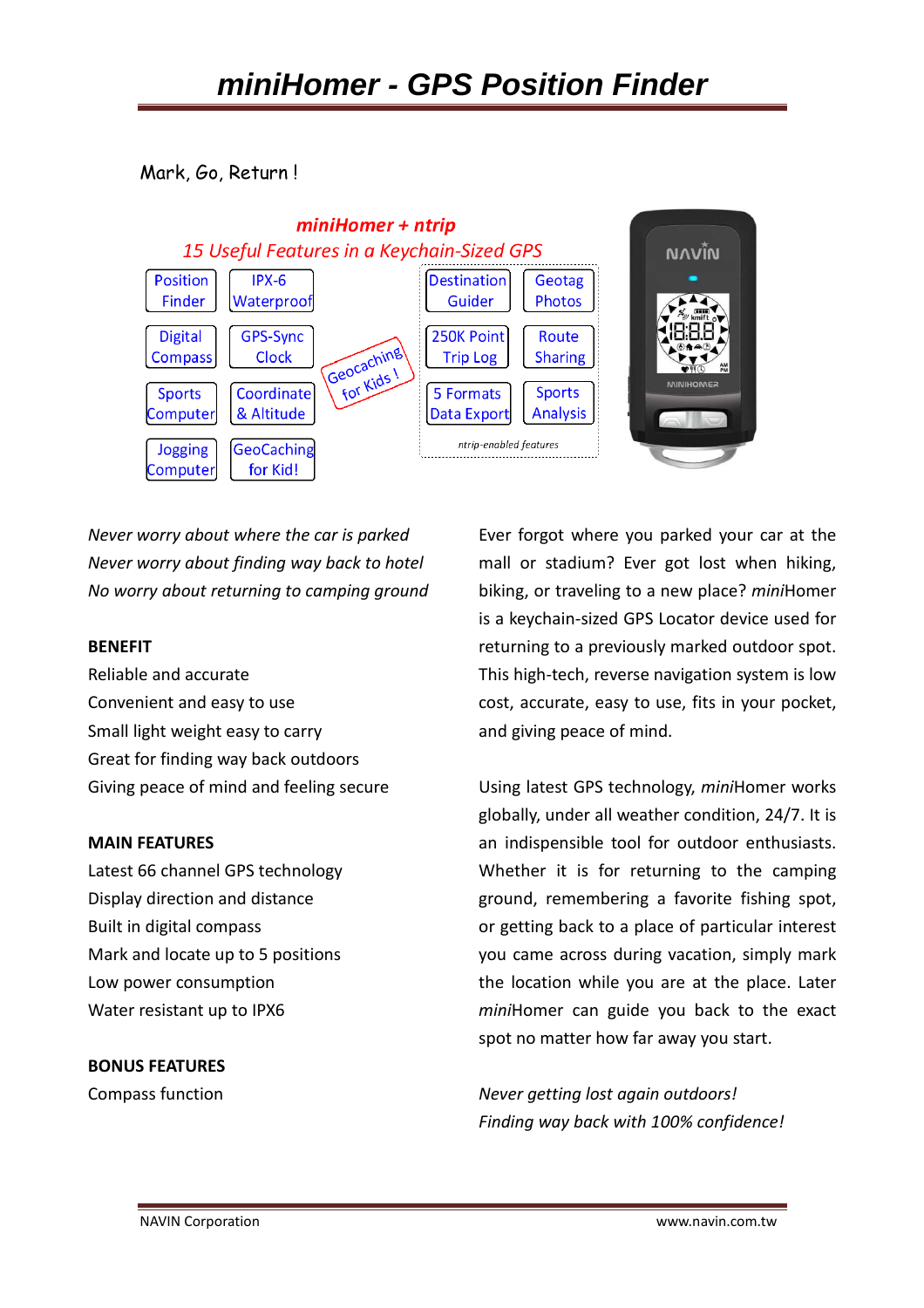# *miniHomer - GPS Position Finder*

Mark, Go, Return !

***miniHomer + ntrip***

*15 Useful Features in a Keychain-Sized GPS*

| | | | |
|---|---|---|---|
| Position Finder | IPX-6 Waterproof | Destination Guider | Geotag Photos |
| Digital Compass | GPS-Sync Clock | 250K Point Trip Log | Route Sharing |
| Sports Computer | Coordinate & Altitude | 5 Formats Data Export | Sports Analysis |
| Jogging Computer | GeoCaching for Kid! | | |

Geocaching for Kids !

*ntrip-enabled features*

*Never worry about where the car is parked*
*Never worry about finding way back to hotel*
*No worry about returning to camping ground*

**BENEFIT**

Reliable and accurate
Convenient and easy to use
Small light weight easy to carry
Great for finding way back outdoors
Giving peace of mind and feeling secure

**MAIN FEATURES**

Latest 66 channel GPS technology
Display direction and distance
Built in digital compass
Mark and locate up to 5 positions
Low power consumption
Water resistant up to IPX6

**BONUS FEATURES**

Compass function

Ever forgot where you parked your car at the mall or stadium? Ever got lost when hiking, biking, or traveling to a new place? *mini*Homer is a keychain-sized GPS Locator device used for returning to a previously marked outdoor spot. This high-tech, reverse navigation system is low cost, accurate, easy to use, fits in your pocket, and giving peace of mind.

Using latest GPS technology, *mini*Homer works globally, under all weather condition, 24/7. It is an indispensible tool for outdoor enthusiasts. Whether it is for returning to the camping ground, remembering a favorite fishing spot, or getting back to a place of particular interest you came across during vacation, simply mark the location while you are at the place. Later *mini*Homer can guide you back to the exact spot no matter how far away you start.

*Never getting lost again outdoors!*
*Finding way back with 100% confidence!*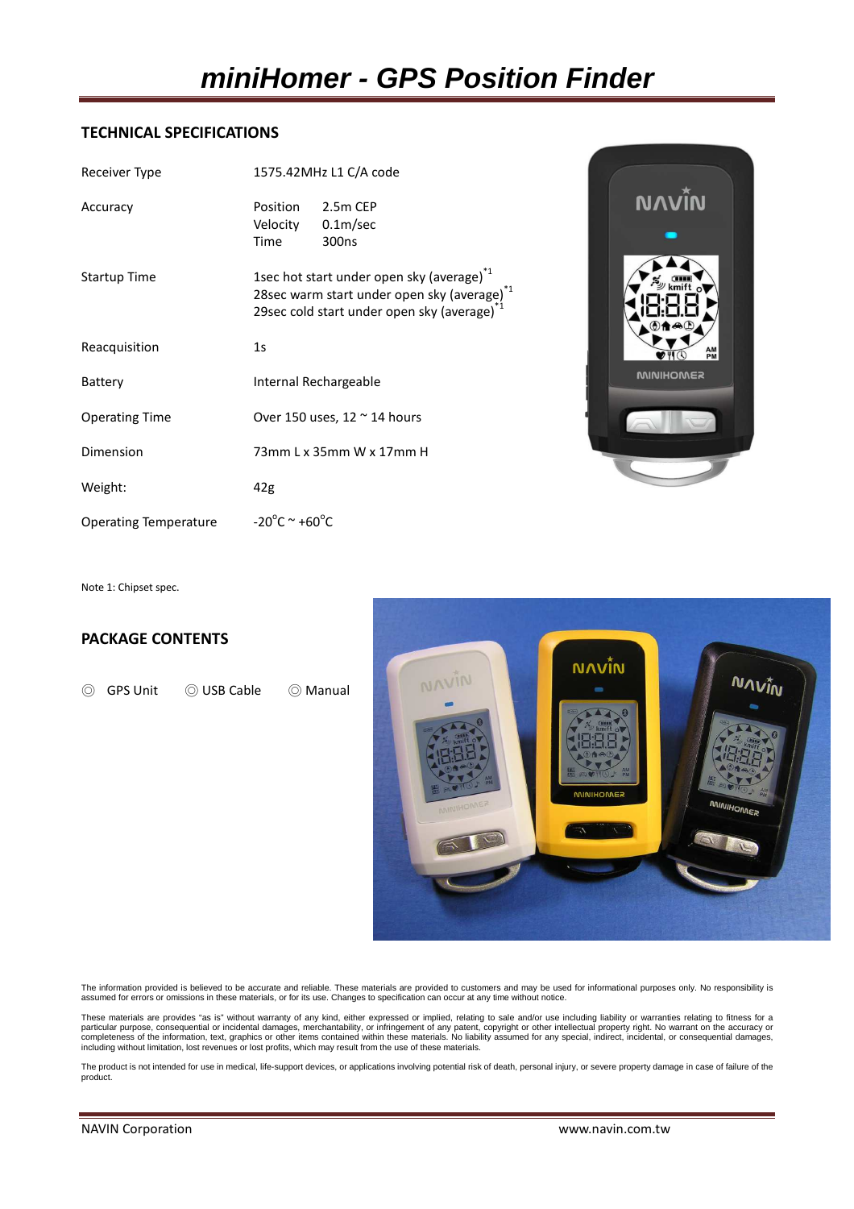# miniHomer - GPS Position Finder

## TECHNICAL SPECIFICATIONS

| | |
|---|---|
| Receiver Type | 1575.42MHz L1 C/A code |
| Accuracy | Position 2.5m CEP<br>Velocity 0.1m/sec<br>Time 300ns |
| Startup Time | 1sec hot start under open sky (average)[*1]<br>28sec warm start under open sky (average)[*1]<br>29sec cold start under open sky (average)[*1] |
| Reacquisition | 1s |
| Battery | Internal Rechargeable |
| Operating Time | Over 150 uses, 12 ~ 14 hours |
| Dimension | 73mm L x 35mm W x 17mm H |
| Weight: | 42g |
| Operating Temperature | -20°C ~ +60°C |

Note 1: Chipset spec.

## PACKAGE CONTENTS

◎ GPS Unit ◎ USB Cable ◎ Manual

The information provided is believed to be accurate and reliable. These materials are provided to customers and may be used for informational purposes only. No responsibility is assumed for errors or omissions in these materials, or for its use. Changes to specification can occur at any time without notice.

These materials are provides "as is" without warranty of any kind, either expressed or implied, relating to sale and/or use including liability or warranties relating to fitness for a particular purpose, consequential or incidental damages, merchantability, or infringement of any patent, copyright or other intellectual property right. No warrant on the accuracy or completeness of the information, text, graphics or other items contained within these materials. No liability assumed for any special, indirect, incidental, or consequential damages, including without limitation, lost revenues or lost profits, which may result from the use of these materials.

The product is not intended for use in medical, life-support devices, or applications involving potential risk of death, personal injury, or severe property damage in case of failure of the product.

NAVIN Corporation www.navin.com.tw